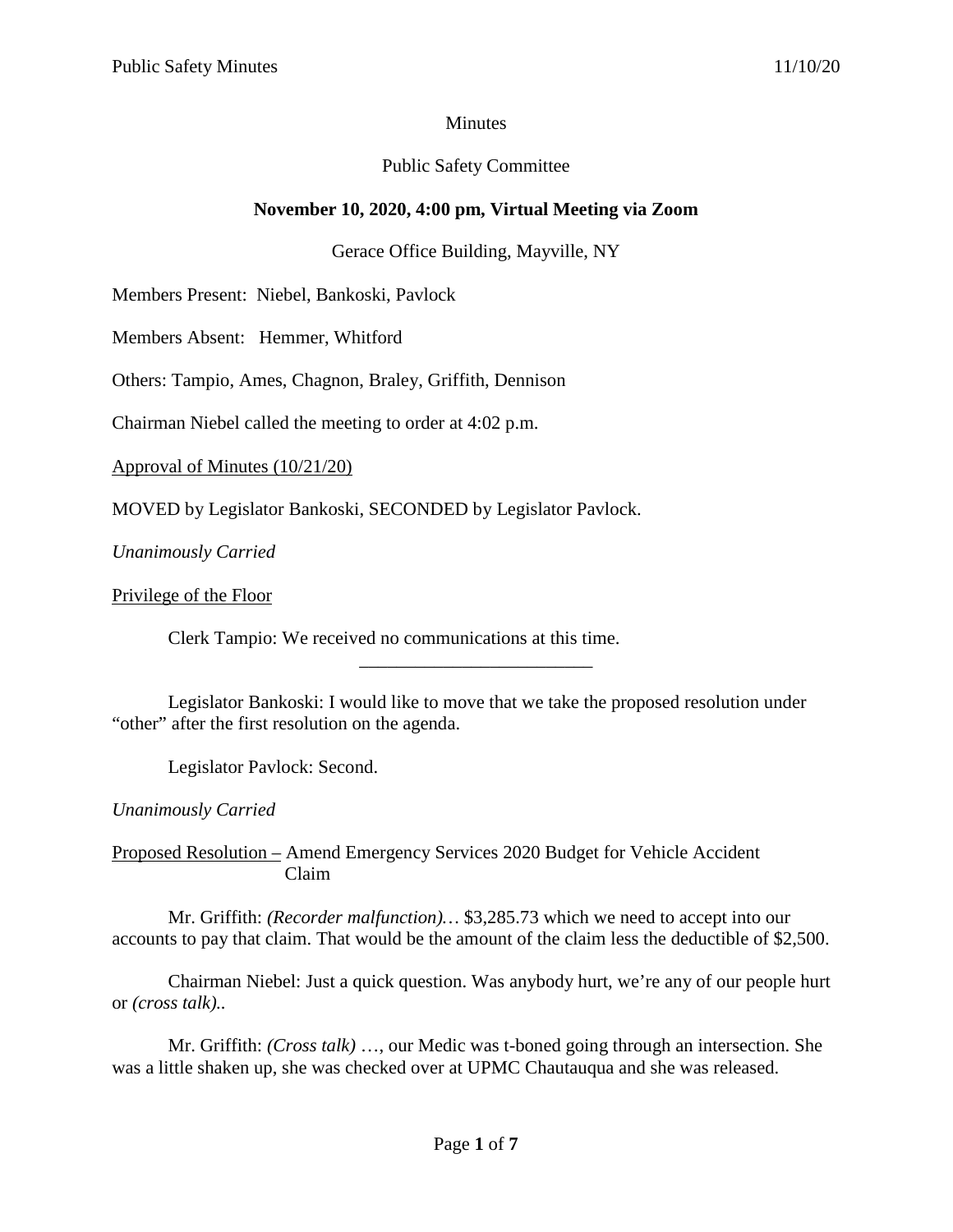Minutes

Public Safety Committee

**November 10, 2020, 4:00 pm, Virtual Meeting via Zoom**

Gerace Office Building, Mayville, NY

Members Present: Niebel, Bankoski, Pavlock

Members Absent: Hemmer, Whitford

Others: Tampio, Ames, Chagnon, Braley, Griffith, Dennison

Chairman Niebel called the meeting to order at 4:02 p.m.

<u>Approval of Minutes (10/21/20)</u>

MOVED by Legislator Bankoski, SECONDED by Legislator Pavlock.

*Unanimously Carried*

<u>Privilege of the Floor</u>

Clerk Tampio: We received no communications at this time.

---

Legislator Bankoski: I would like to move that we take the proposed resolution under "other" after the first resolution on the agenda.

Legislator Pavlock: Second.

*Unanimously Carried*

<u>Proposed Resolution –</u> Amend Emergency Services 2020 Budget for Vehicle Accident Claim

Mr. Griffith: *(Recorder malfunction)…* $3,285.73 which we need to accept into our accounts to pay that claim. That would be the amount of the claim less the deductible of $2,500.

Chairman Niebel: Just a quick question. Was anybody hurt, we're any of our people hurt or *(cross talk)..*

Mr. Griffith: *(Cross talk)* …, our Medic was t-boned going through an intersection. She was a little shaken up, she was checked over at UPMC Chautauqua and she was released.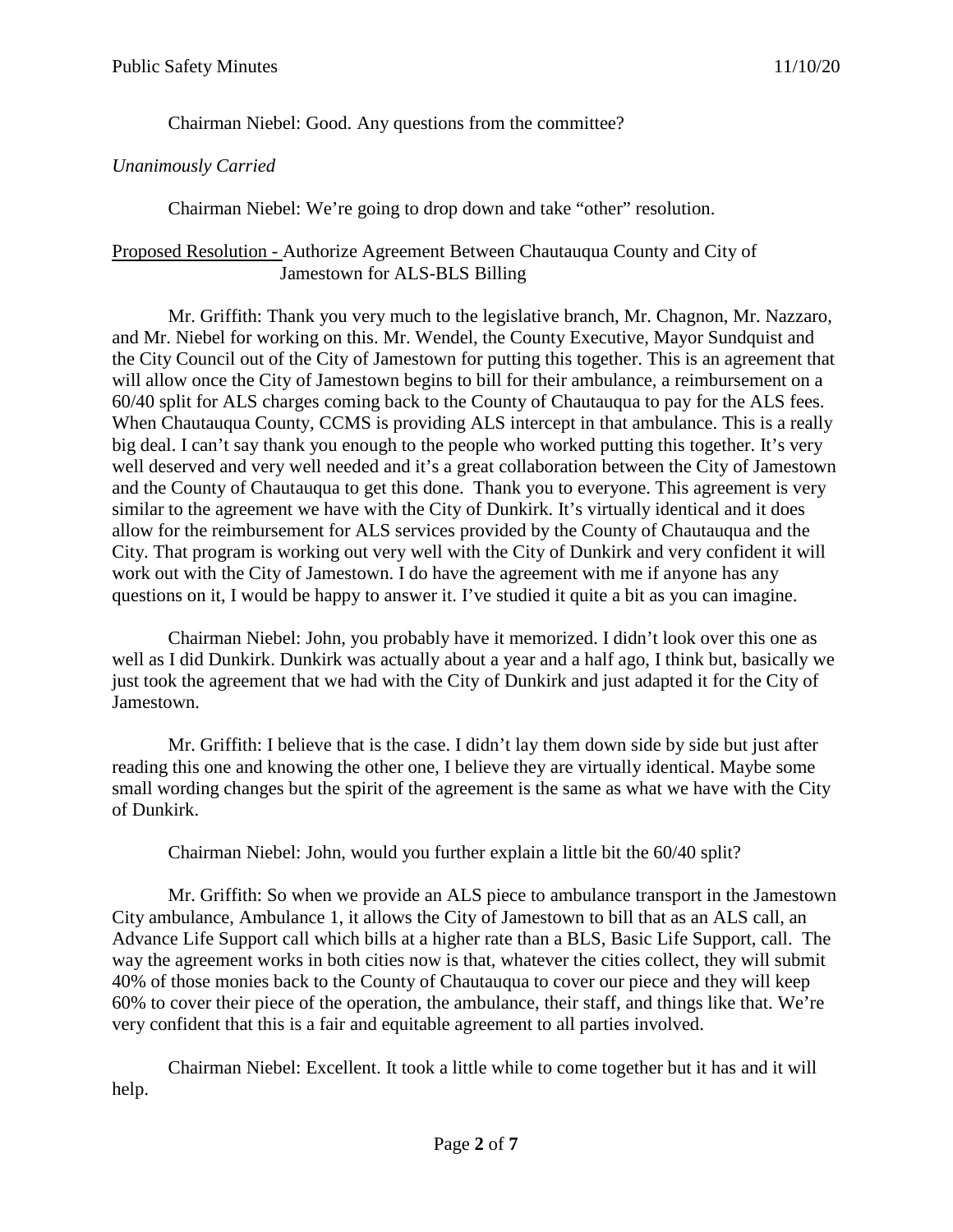Chairman Niebel: Good. Any questions from the committee?

*Unanimously Carried*

Chairman Niebel: We're going to drop down and take "other" resolution.

Proposed Resolution - Authorize Agreement Between Chautauqua County and City of Jamestown for ALS-BLS Billing

Mr. Griffith: Thank you very much to the legislative branch, Mr. Chagnon, Mr. Nazzaro, and Mr. Niebel for working on this. Mr. Wendel, the County Executive, Mayor Sundquist and the City Council out of the City of Jamestown for putting this together. This is an agreement that will allow once the City of Jamestown begins to bill for their ambulance, a reimbursement on a 60/40 split for ALS charges coming back to the County of Chautauqua to pay for the ALS fees. When Chautauqua County, CCMS is providing ALS intercept in that ambulance. This is a really big deal. I can't say thank you enough to the people who worked putting this together. It's very well deserved and very well needed and it's a great collaboration between the City of Jamestown and the County of Chautauqua to get this done. Thank you to everyone. This agreement is very similar to the agreement we have with the City of Dunkirk. It's virtually identical and it does allow for the reimbursement for ALS services provided by the County of Chautauqua and the City. That program is working out very well with the City of Dunkirk and very confident it will work out with the City of Jamestown. I do have the agreement with me if anyone has any questions on it, I would be happy to answer it. I've studied it quite a bit as you can imagine.

Chairman Niebel: John, you probably have it memorized. I didn't look over this one as well as I did Dunkirk. Dunkirk was actually about a year and a half ago, I think but, basically we just took the agreement that we had with the City of Dunkirk and just adapted it for the City of Jamestown.

Mr. Griffith: I believe that is the case. I didn't lay them down side by side but just after reading this one and knowing the other one, I believe they are virtually identical. Maybe some small wording changes but the spirit of the agreement is the same as what we have with the City of Dunkirk.

Chairman Niebel: John, would you further explain a little bit the 60/40 split?

Mr. Griffith: So when we provide an ALS piece to ambulance transport in the Jamestown City ambulance, Ambulance 1, it allows the City of Jamestown to bill that as an ALS call, an Advance Life Support call which bills at a higher rate than a BLS, Basic Life Support, call. The way the agreement works in both cities now is that, whatever the cities collect, they will submit 40% of those monies back to the County of Chautauqua to cover our piece and they will keep 60% to cover their piece of the operation, the ambulance, their staff, and things like that. We're very confident that this is a fair and equitable agreement to all parties involved.

Chairman Niebel: Excellent. It took a little while to come together but it has and it will help.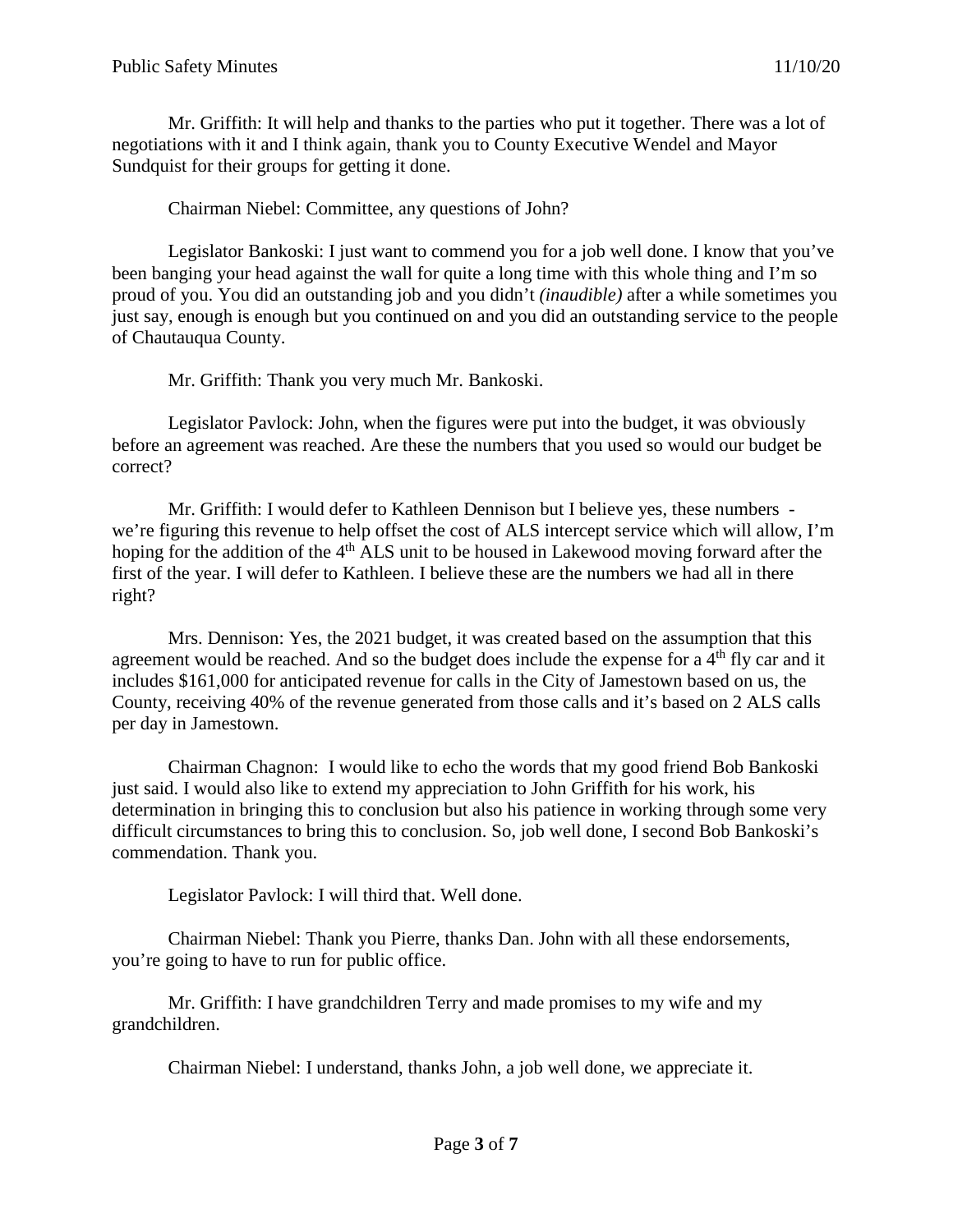Mr. Griffith: It will help and thanks to the parties who put it together. There was a lot of negotiations with it and I think again, thank you to County Executive Wendel and Mayor Sundquist for their groups for getting it done.

Chairman Niebel: Committee, any questions of John?

Legislator Bankoski: I just want to commend you for a job well done. I know that you've been banging your head against the wall for quite a long time with this whole thing and I'm so proud of you. You did an outstanding job and you didn't *(inaudible)* after a while sometimes you just say, enough is enough but you continued on and you did an outstanding service to the people of Chautauqua County.

Mr. Griffith: Thank you very much Mr. Bankoski.

Legislator Pavlock: John, when the figures were put into the budget, it was obviously before an agreement was reached. Are these the numbers that you used so would our budget be correct?

Mr. Griffith: I would defer to Kathleen Dennison but I believe yes, these numbers - we're figuring this revenue to help offset the cost of ALS intercept service which will allow, I'm hoping for the addition of the 4th ALS unit to be housed in Lakewood moving forward after the first of the year. I will defer to Kathleen. I believe these are the numbers we had all in there right?

Mrs. Dennison: Yes, the 2021 budget, it was created based on the assumption that this agreement would be reached. And so the budget does include the expense for a 4th fly car and it includes $161,000 for anticipated revenue for calls in the City of Jamestown based on us, the County, receiving 40% of the revenue generated from those calls and it's based on 2 ALS calls per day in Jamestown.

Chairman Chagnon: I would like to echo the words that my good friend Bob Bankoski just said. I would also like to extend my appreciation to John Griffith for his work, his determination in bringing this to conclusion but also his patience in working through some very difficult circumstances to bring this to conclusion. So, job well done, I second Bob Bankoski's commendation. Thank you.

Legislator Pavlock: I will third that. Well done.

Chairman Niebel: Thank you Pierre, thanks Dan. John with all these endorsements, you're going to have to run for public office.

Mr. Griffith: I have grandchildren Terry and made promises to my wife and my grandchildren.

Chairman Niebel: I understand, thanks John, a job well done, we appreciate it.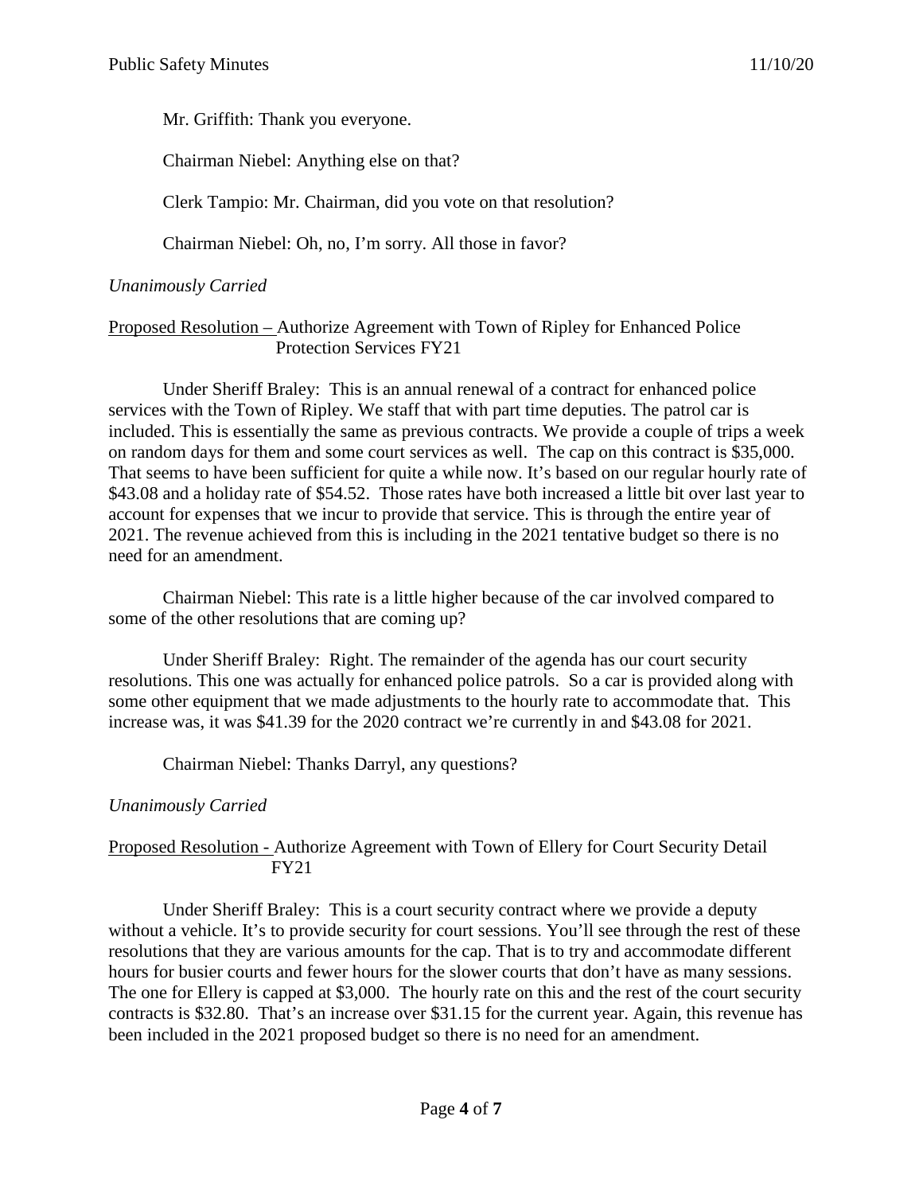Mr. Griffith: Thank you everyone.

Chairman Niebel: Anything else on that?

Clerk Tampio: Mr. Chairman, did you vote on that resolution?

Chairman Niebel: Oh, no, I'm sorry. All those in favor?

*Unanimously Carried*

Proposed Resolution – Authorize Agreement with Town of Ripley for Enhanced Police Protection Services FY21

Under Sheriff Braley: This is an annual renewal of a contract for enhanced police services with the Town of Ripley. We staff that with part time deputies. The patrol car is included. This is essentially the same as previous contracts. We provide a couple of trips a week on random days for them and some court services as well. The cap on this contract is $35,000. That seems to have been sufficient for quite a while now. It's based on our regular hourly rate of $43.08 and a holiday rate of $54.52. Those rates have both increased a little bit over last year to account for expenses that we incur to provide that service. This is through the entire year of 2021. The revenue achieved from this is including in the 2021 tentative budget so there is no need for an amendment.

Chairman Niebel: This rate is a little higher because of the car involved compared to some of the other resolutions that are coming up?

Under Sheriff Braley: Right. The remainder of the agenda has our court security resolutions. This one was actually for enhanced police patrols. So a car is provided along with some other equipment that we made adjustments to the hourly rate to accommodate that. This increase was, it was $41.39 for the 2020 contract we're currently in and $43.08 for 2021.

Chairman Niebel: Thanks Darryl, any questions?

*Unanimously Carried*

Proposed Resolution - Authorize Agreement with Town of Ellery for Court Security Detail FY21

Under Sheriff Braley: This is a court security contract where we provide a deputy without a vehicle. It's to provide security for court sessions. You'll see through the rest of these resolutions that they are various amounts for the cap. That is to try and accommodate different hours for busier courts and fewer hours for the slower courts that don't have as many sessions. The one for Ellery is capped at $3,000. The hourly rate on this and the rest of the court security contracts is $32.80. That's an increase over $31.15 for the current year. Again, this revenue has been included in the 2021 proposed budget so there is no need for an amendment.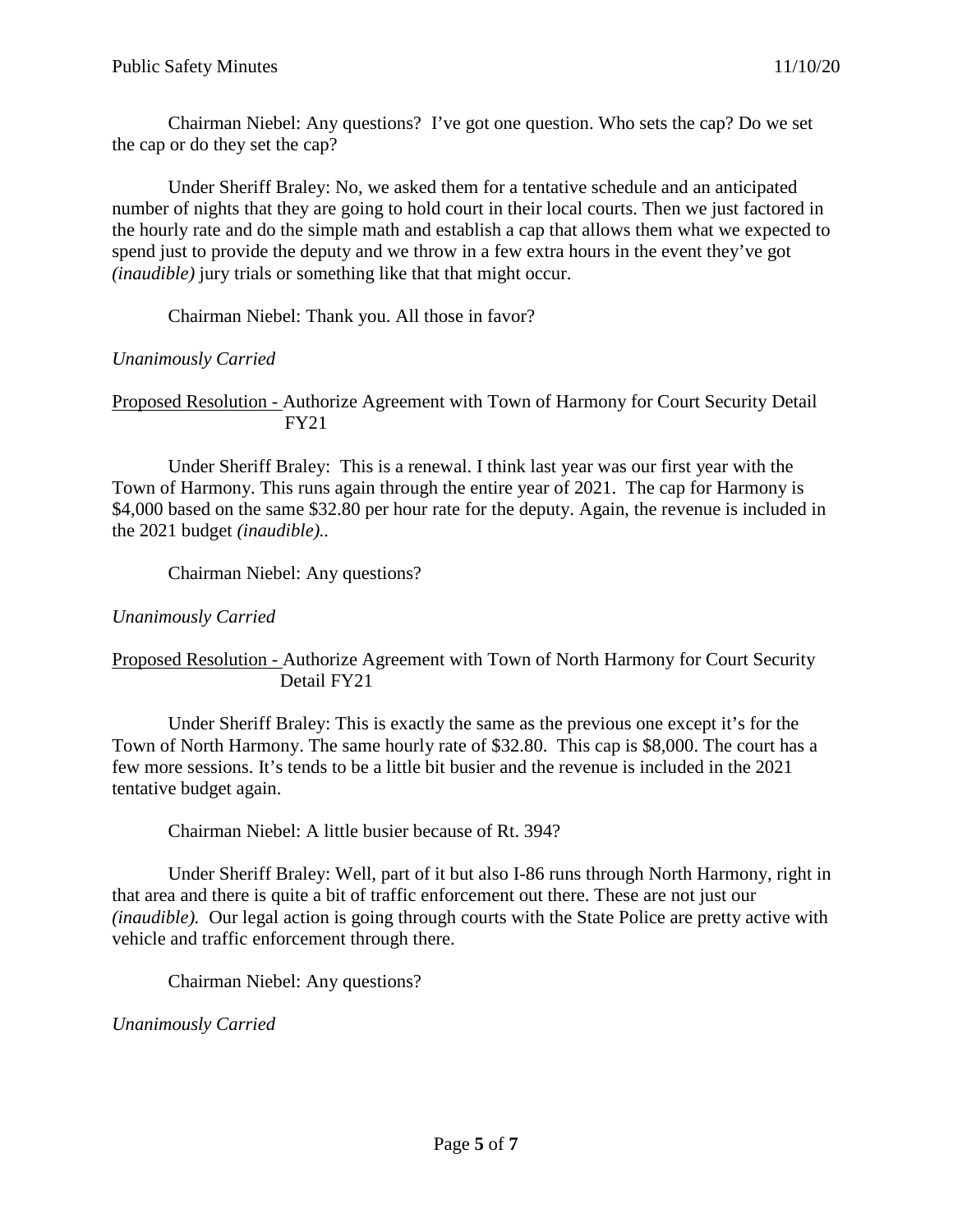Chairman Niebel: Any questions? I've got one question. Who sets the cap? Do we set the cap or do they set the cap?

Under Sheriff Braley: No, we asked them for a tentative schedule and an anticipated number of nights that they are going to hold court in their local courts. Then we just factored in the hourly rate and do the simple math and establish a cap that allows them what we expected to spend just to provide the deputy and we throw in a few extra hours in the event they've got *(inaudible)* jury trials or something like that that might occur.

Chairman Niebel: Thank you. All those in favor?

*Unanimously Carried*

<u>Proposed Resolution -</u> Authorize Agreement with Town of Harmony for Court Security Detail FY21

Under Sheriff Braley: This is a renewal. I think last year was our first year with the Town of Harmony. This runs again through the entire year of 2021. The cap for Harmony is $4,000 based on the same $32.80 per hour rate for the deputy. Again, the revenue is included in the 2021 budget *(inaudible)*..

Chairman Niebel: Any questions?

*Unanimously Carried*

<u>Proposed Resolution -</u> Authorize Agreement with Town of North Harmony for Court Security Detail FY21

Under Sheriff Braley: This is exactly the same as the previous one except it's for the Town of North Harmony. The same hourly rate of $32.80. This cap is $8,000. The court has a few more sessions. It's tends to be a little bit busier and the revenue is included in the 2021 tentative budget again.

Chairman Niebel: A little busier because of Rt. 394?

Under Sheriff Braley: Well, part of it but also I-86 runs through North Harmony, right in that area and there is quite a bit of traffic enforcement out there. These are not just our *(inaudible)*. Our legal action is going through courts with the State Police are pretty active with vehicle and traffic enforcement through there.

Chairman Niebel: Any questions?

*Unanimously Carried*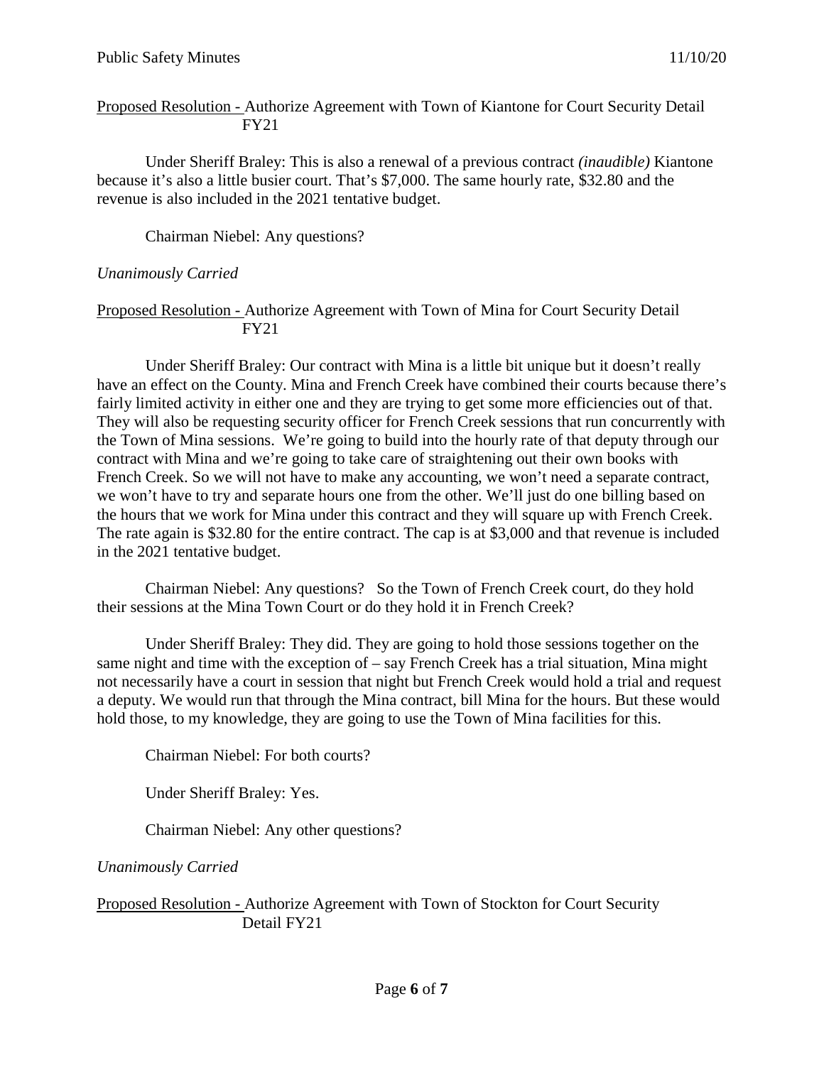Proposed Resolution - Authorize Agreement with Town of Kiantone for Court Security Detail FY21

Under Sheriff Braley: This is also a renewal of a previous contract *(inaudible)* Kiantone because it's also a little busier court. That's $7,000. The same hourly rate, $32.80 and the revenue is also included in the 2021 tentative budget.

Chairman Niebel: Any questions?

*Unanimously Carried*

Proposed Resolution - Authorize Agreement with Town of Mina for Court Security Detail FY21

Under Sheriff Braley: Our contract with Mina is a little bit unique but it doesn't really have an effect on the County. Mina and French Creek have combined their courts because there's fairly limited activity in either one and they are trying to get some more efficiencies out of that. They will also be requesting security officer for French Creek sessions that run concurrently with the Town of Mina sessions. We're going to build into the hourly rate of that deputy through our contract with Mina and we're going to take care of straightening out their own books with French Creek. So we will not have to make any accounting, we won't need a separate contract, we won't have to try and separate hours one from the other. We'll just do one billing based on the hours that we work for Mina under this contract and they will square up with French Creek. The rate again is $32.80 for the entire contract. The cap is at $3,000 and that revenue is included in the 2021 tentative budget.

Chairman Niebel: Any questions? So the Town of French Creek court, do they hold their sessions at the Mina Town Court or do they hold it in French Creek?

Under Sheriff Braley: They did. They are going to hold those sessions together on the same night and time with the exception of – say French Creek has a trial situation, Mina might not necessarily have a court in session that night but French Creek would hold a trial and request a deputy. We would run that through the Mina contract, bill Mina for the hours. But these would hold those, to my knowledge, they are going to use the Town of Mina facilities for this.

Chairman Niebel: For both courts?

Under Sheriff Braley: Yes.

Chairman Niebel: Any other questions?

*Unanimously Carried*

Proposed Resolution - Authorize Agreement with Town of Stockton for Court Security Detail FY21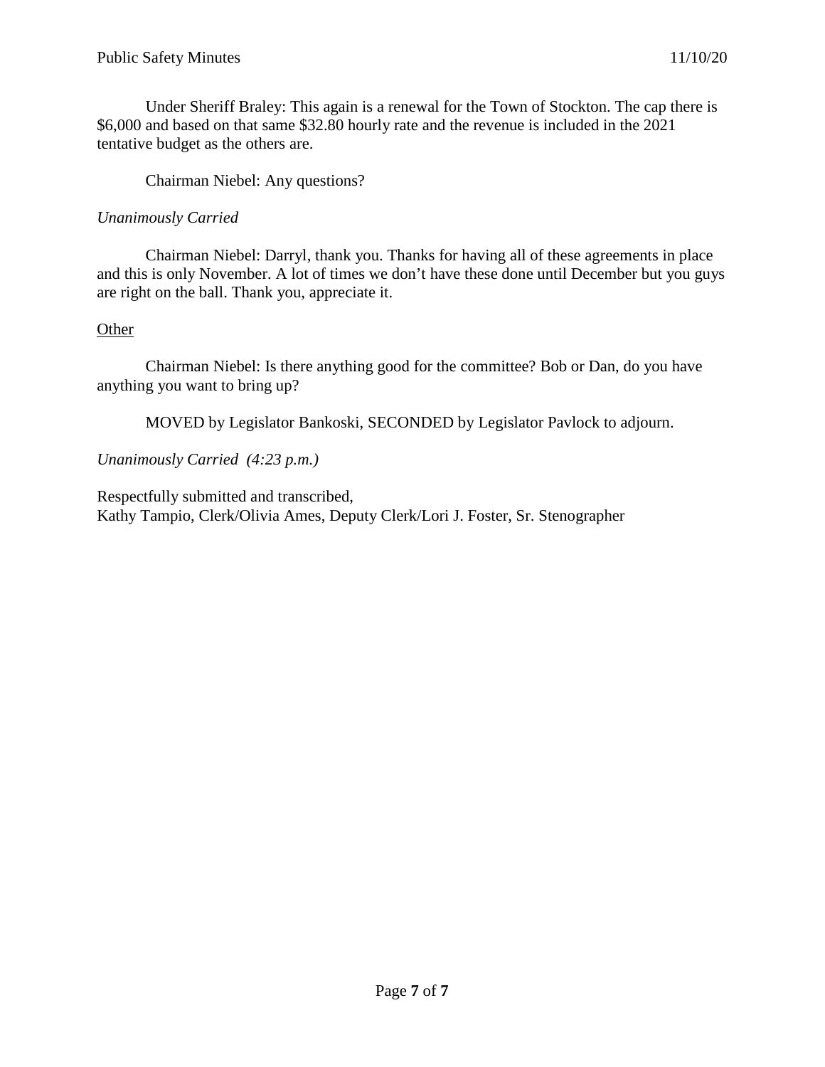Under Sheriff Braley: This again is a renewal for the Town of Stockton. The cap there is $6,000 and based on that same $32.80 hourly rate and the revenue is included in the 2021 tentative budget as the others are.

Chairman Niebel: Any questions?

*Unanimously Carried*

Chairman Niebel: Darryl, thank you. Thanks for having all of these agreements in place and this is only November. A lot of times we don't have these done until December but you guys are right on the ball. Thank you, appreciate it.

<u>Other</u>

Chairman Niebel: Is there anything good for the committee? Bob or Dan, do you have anything you want to bring up?

MOVED by Legislator Bankoski, SECONDED by Legislator Pavlock to adjourn.

*Unanimously Carried (4:23 p.m.)*

Respectfully submitted and transcribed,
Kathy Tampio, Clerk/Olivia Ames, Deputy Clerk/Lori J. Foster, Sr. Stenographer